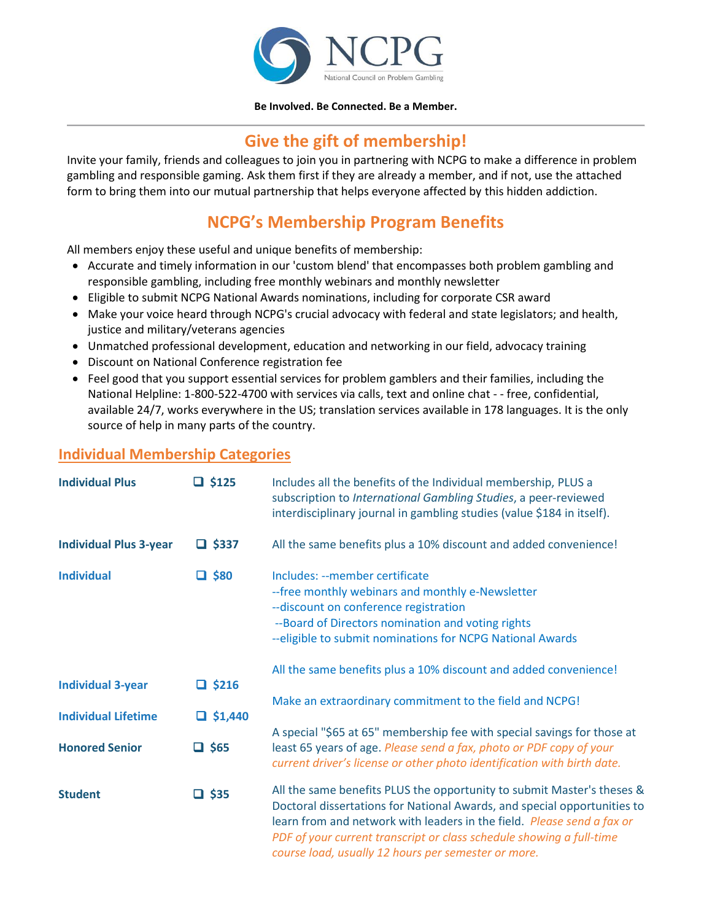# NCPG

National Council on Problem Gambling

**Be Involved. Be Connected. Be a Member.**

---

## Give the gift of membership!

Invite your family, friends and colleagues to join you in partnering with NCPG to make a difference in problem gambling and responsible gaming. Ask them first if they are already a member, and if not, use the attached form to bring them into our mutual partnership that helps everyone affected by this hidden addiction.

## NCPG's Membership Program Benefits

All members enjoy these useful and unique benefits of membership:

- Accurate and timely information in our 'custom blend' that encompasses both problem gambling and responsible gambling, including free monthly webinars and monthly newsletter
- Eligible to submit NCPG National Awards nominations, including for corporate CSR award
- Make your voice heard through NCPG's crucial advocacy with federal and state legislators; and health, justice and military/veterans agencies
- Unmatched professional development, education and networking in our field, advocacy training
- Discount on National Conference registration fee
- Feel good that you support essential services for problem gamblers and their families, including the National Helpline: 1-800-522-4700 with services via calls, text and online chat - - free, confidential, available 24/7, works everywhere in the US; translation services available in 178 languages. It is the only source of help in many parts of the country.

## Individual Membership Categories

| Category | Fee | Description |
|---|---|---|
| **Individual Plus** | ❑ **$125** | Includes all the benefits of the Individual membership, PLUS a subscription to *International Gambling Studies*, a peer-reviewed interdisciplinary journal in gambling studies (value $184 in itself). |
| **Individual Plus 3-year** | ❑ **$337** | All the same benefits plus a 10% discount and added convenience! |
| **Individual** | ❑ **$80** | Includes: --member certificate<br>--free monthly webinars and monthly e-Newsletter<br>--discount on conference registration<br>--Board of Directors nomination and voting rights<br>--eligible to submit nominations for NCPG National Awards |
| **Individual 3-year** | ❑ **$216** | All the same benefits plus a 10% discount and added convenience! |
| **Individual Lifetime** | ❑ **$1,440** | Make an extraordinary commitment to the field and NCPG! |
| **Honored Senior** | ❑ **$65** | A special "$65 at 65" membership fee with special savings for those at least 65 years of age. *Please send a fax, photo or PDF copy of your current driver's license or other photo identification with birth date.* |
| **Student** | ❑ **$35** | All the same benefits PLUS the opportunity to submit Master's theses & Doctoral dissertations for National Awards, and special opportunities to learn from and network with leaders in the field. *Please send a fax or PDF of your current transcript or class schedule showing a full-time course load, usually 12 hours per semester or more.* |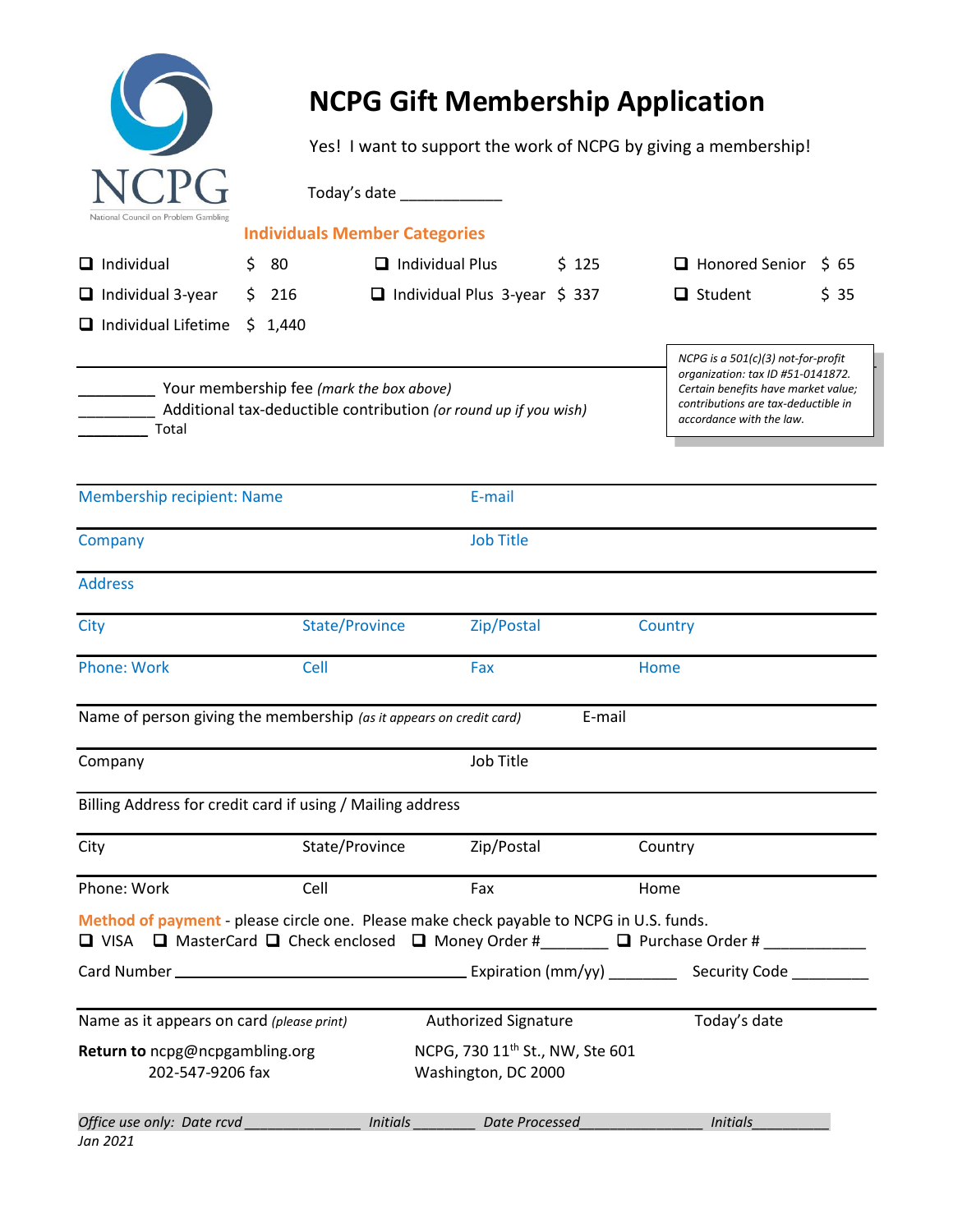NCPG

National Council on Problem Gambling

# NCPG Gift Membership Application

Yes! I want to support the work of NCPG by giving a membership!

Today's date ___________

## Individuals Member Categories

| | | | | | |
|---|---|---|---|---|---|
| ❑ Individual | $ 80 | ❑ Individual Plus | $ 125 | ❑ Honored Senior | $ 65 |
| ❑ Individual 3-year | $ 216 | ❑ Individual Plus 3-year | $ 337 | ❑ Student | $ 35 |
| ❑ Individual Lifetime | $ 1,440 | | | | |

_________ Your membership fee *(mark the box above)*
_________ Additional tax-deductible contribution *(or round up if you wish)*
_________ Total

*NCPG is a 501(c)(3) not-for-profit organization: tax ID #51-0141872. Certain benefits have market value; contributions are tax-deductible in accordance with the law.*

Membership recipient: Name | E-mail

Company | Job Title

Address

City | State/Province | Zip/Postal | Country

Phone: Work | Cell | Fax | Home

Name of person giving the membership *(as it appears on credit card)* | E-mail

Company | Job Title

Billing Address for credit card if using / Mailing address

City | State/Province | Zip/Postal | Country

Phone: Work | Cell | Fax | Home

**Method of payment** - please circle one. Please make check payable to NCPG in U.S. funds.
❑ VISA ❑ MasterCard ❑ Check enclosed ❑ Money Order #________ ❑ Purchase Order # ____________

Card Number ______________________________ Expiration (mm/yy) ________ Security Code _________

Name as it appears on card *(please print)* | Authorized Signature | Today's date

**Return to** ncpg@ncpgambling.org
202-547-9206 fax

NCPG, 730 11th St., NW, Ste 601
Washington, DC 2000

*Office use only: Date rcvd ______________ Initials ________ Date Processed ________________ Initials__________*
*Jan 2021*